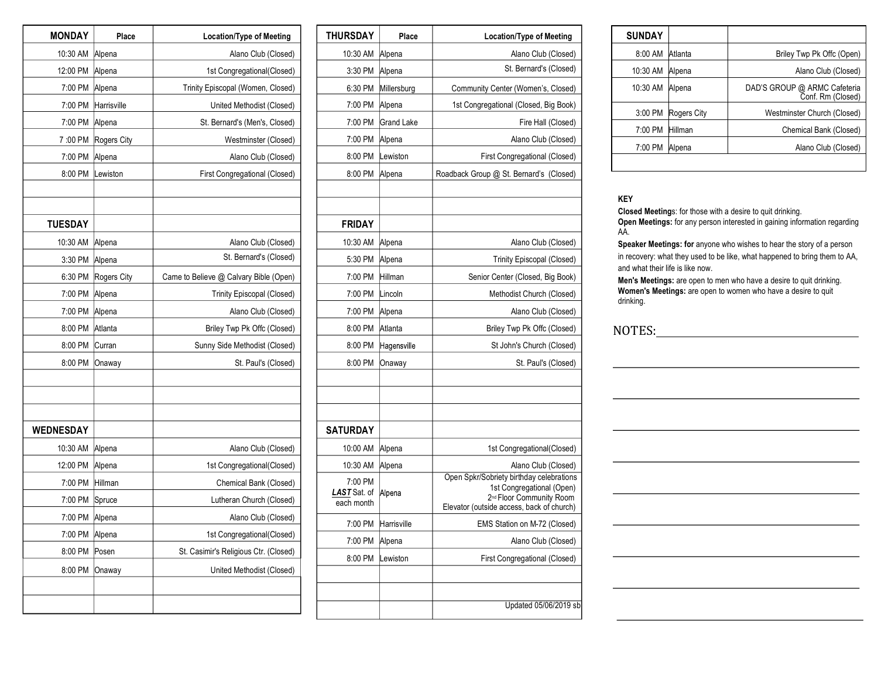| MONDAY | Place | Location/Type of Meeting |
|---|---|---|
| 10:30 AM | Alpena | Alano Club (Closed) |
| 12:00 PM | Alpena | 1st Congregational(Closed) |
| 7:00 PM | Alpena | Trinity Episcopal (Women, Closed) |
| 7:00 PM | Harrisville | United Methodist (Closed) |
| 7:00 PM | Alpena | St. Bernard's (Men's, Closed) |
| 7 :00 PM | Rogers City | Westminster (Closed) |
| 7:00 PM | Alpena | Alano Club (Closed) |
| 8:00 PM | Lewiston | First Congregational (Closed) |

| TUESDAY | | |
|---|---|---|
| 10:30 AM | Alpena | Alano Club (Closed) |
| 3:30 PM | Alpena | St. Bernard's (Closed) |
| 6:30 PM | Rogers City | Came to Believe @ Calvary Bible (Open) |
| 7:00 PM | Alpena | Trinity Episcopal (Closed) |
| 7:00 PM | Alpena | Alano Club (Closed) |
| 8:00 PM | Atlanta | Briley Twp Pk Offc (Closed) |
| 8:00 PM | Curran | Sunny Side Methodist (Closed) |
| 8:00 PM | Onaway | St. Paul's (Closed) |

| WEDNESDAY | | |
|---|---|---|
| 10:30 AM | Alpena | Alano Club (Closed) |
| 12:00 PM | Alpena | 1st Congregational(Closed) |
| 7:00 PM | Hillman | Chemical Bank (Closed) |
| 7:00 PM | Spruce | Lutheran Church (Closed) |
| 7:00 PM | Alpena | Alano Club (Closed) |
| 7:00 PM | Alpena | 1st Congregational(Closed) |
| 8:00 PM | Posen | St. Casimir's Religious Ctr. (Closed) |
| 8:00 PM | Onaway | United Methodist (Closed) |

| THURSDAY | Place | Location/Type of Meeting |
|---|---|---|
| 10:30 AM | Alpena | Alano Club (Closed) |
| 3:30 PM | Alpena | St. Bernard's (Closed) |
| 6:30 PM | Millersburg | Community Center (Women's, Closed) |
| 7:00 PM | Alpena | 1st Congregational (Closed, Big Book) |
| 7:00 PM | Grand Lake | Fire Hall (Closed) |
| 7:00 PM | Alpena | Alano Club (Closed) |
| 8:00 PM | Lewiston | First Congregational (Closed) |
| 8:00 PM | Alpena | Roadback Group @ St. Bernard's (Closed) |

| FRIDAY | | |
|---|---|---|
| 10:30 AM | Alpena | Alano Club (Closed) |
| 5:30 PM | Alpena | Trinity Episcopal (Closed) |
| 7:00 PM | Hillman | Senior Center (Closed, Big Book) |
| 7:00 PM | Lincoln | Methodist Church (Closed) |
| 7:00 PM | Alpena | Alano Club (Closed) |
| 8:00 PM | Atlanta | Briley Twp Pk Offc (Closed) |
| 8:00 PM | Hagensville | St John's Church (Closed) |
| 8:00 PM | Onaway | St. Paul's (Closed) |

| SATURDAY | | |
|---|---|---|
| 10:00 AM | Alpena | 1st Congregational(Closed) |
| 10:30 AM | Alpena | Alano Club (Closed) |
| 7:00 PM ***LAST*** Sat. of each month | Alpena | Open Spkr/Sobriety birthday celebrations 1st Congregational (Open) 2nd Floor Community Room Elevator (outside access, back of church) |
| 7:00 PM | Harrisville | EMS Station on M-72 (Closed) |
| 7:00 PM | Alpena | Alano Club (Closed) |
| 8:00 PM | Lewiston | First Congregational (Closed) |

Updated 05/06/2019 sb

| SUNDAY | | |
|---|---|---|
| 8:00 AM | Atlanta | Briley Twp Pk Offc (Open) |
| 10:30 AM | Alpena | Alano Club (Closed) |
| 10:30 AM | Alpena | DAD'S GROUP @ ARMC Cafeteria Conf. Rm (Closed) |
| 3:00 PM | Rogers City | Westminster Church (Closed) |
| 7:00 PM | Hillman | Chemical Bank (Closed) |
| 7:00 PM | Alpena | Alano Club (Closed) |

**KEY**

**Closed Meetings**: for those with a desire to quit drinking.
**Open Meetings:** for any person interested in gaining information regarding AA.
**Speaker Meetings: for** anyone who wishes to hear the story of a person in recovery: what they used to be like, what happened to bring them to AA, and what their life is like now.
**Men's Meetings:** are open to men who have a desire to quit drinking.
**Women's Meetings:** are open to women who have a desire to quit drinking.

NOTES: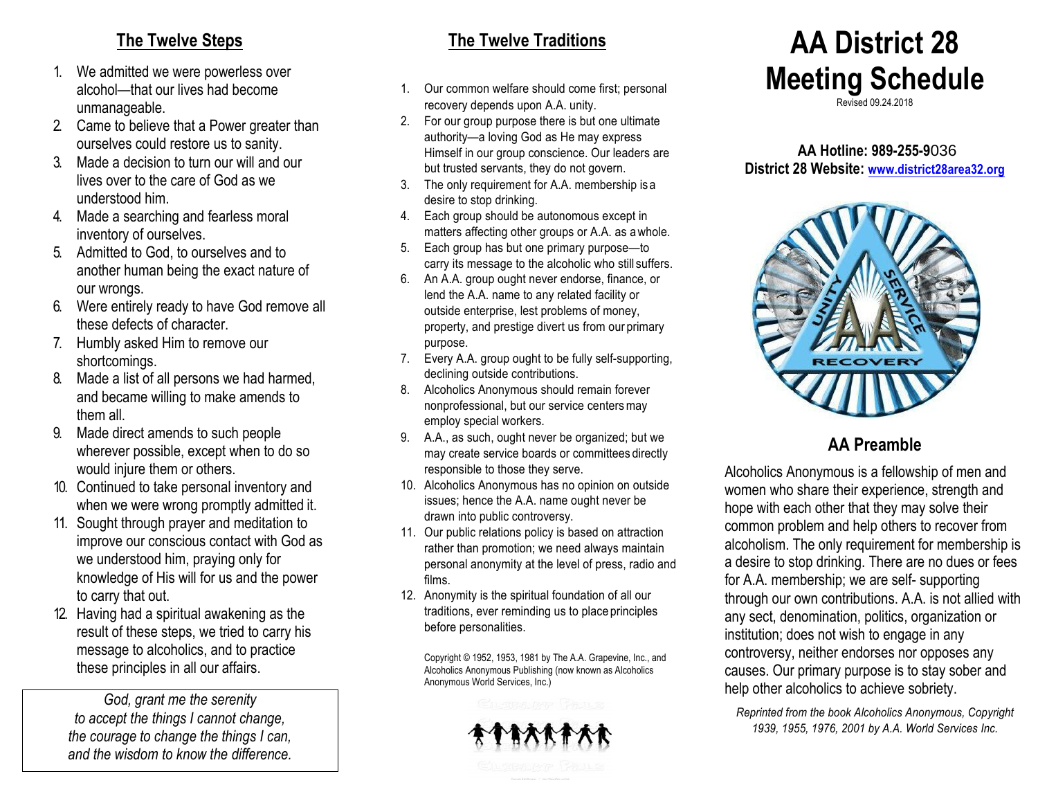## The Twelve Steps

1. We admitted we were powerless over alcohol—that our lives had become unmanageable.
2. Came to believe that a Power greater than ourselves could restore us to sanity.
3. Made a decision to turn our will and our lives over to the care of God as we understood him.
4. Made a searching and fearless moral inventory of ourselves.
5. Admitted to God, to ourselves and to another human being the exact nature of our wrongs.
6. Were entirely ready to have God remove all these defects of character.
7. Humbly asked Him to remove our shortcomings.
8. Made a list of all persons we had harmed, and became willing to make amends to them all.
9. Made direct amends to such people wherever possible, except when to do so would injure them or others.
10. Continued to take personal inventory and when we were wrong promptly admitted it.
11. Sought through prayer and meditation to improve our conscious contact with God as we understood him, praying only for knowledge of His will for us and the power to carry that out.
12. Having had a spiritual awakening as the result of these steps, we tried to carry his message to alcoholics, and to practice these principles in all our affairs.

*God, grant me the serenity*
*to accept the things I cannot change,*
*the courage to change the things I can,*
*and the wisdom to know the difference.*

## The Twelve Traditions

1. Our common welfare should come first; personal recovery depends upon A.A. unity.
2. For our group purpose there is but one ultimate authority—a loving God as He may express Himself in our group conscience. Our leaders are but trusted servants, they do not govern.
3. The only requirement for A.A. membership is a desire to stop drinking.
4. Each group should be autonomous except in matters affecting other groups or A.A. as a whole.
5. Each group has but one primary purpose—to carry its message to the alcoholic who still suffers.
6. An A.A. group ought never endorse, finance, or lend the A.A. name to any related facility or outside enterprise, lest problems of money, property, and prestige divert us from our primary purpose.
7. Every A.A. group ought to be fully self-supporting, declining outside contributions.
8. Alcoholics Anonymous should remain forever nonprofessional, but our service centers may employ special workers.
9. A.A., as such, ought never be organized; but we may create service boards or committees directly responsible to those they serve.
10. Alcoholics Anonymous has no opinion on outside issues; hence the A.A. name ought never be drawn into public controversy.
11. Our public relations policy is based on attraction rather than promotion; we need always maintain personal anonymity at the level of press, radio and films.
12. Anonymity is the spiritual foundation of all our traditions, ever reminding us to place principles before personalities.

Copyright © 1952, 1953, 1981 by The A.A. Grapevine, Inc., and Alcoholics Anonymous Publishing (now known as Alcoholics Anonymous World Services, Inc.)

# AA District 28 Meeting Schedule

Revised 09.24.2018

**AA Hotline: 989-255-9036**
**District 28 Website: www.district28area32.org**

## AA Preamble

Alcoholics Anonymous is a fellowship of men and women who share their experience, strength and hope with each other that they may solve their common problem and help others to recover from alcoholism. The only requirement for membership is a desire to stop drinking. There are no dues or fees for A.A. membership; we are self- supporting through our own contributions. A.A. is not allied with any sect, denomination, politics, organization or institution; does not wish to engage in any controversy, neither endorses nor opposes any causes. Our primary purpose is to stay sober and help other alcoholics to achieve sobriety.

*Reprinted from the book Alcoholics Anonymous, Copyright 1939, 1955, 1976, 2001 by A.A. World Services Inc.*